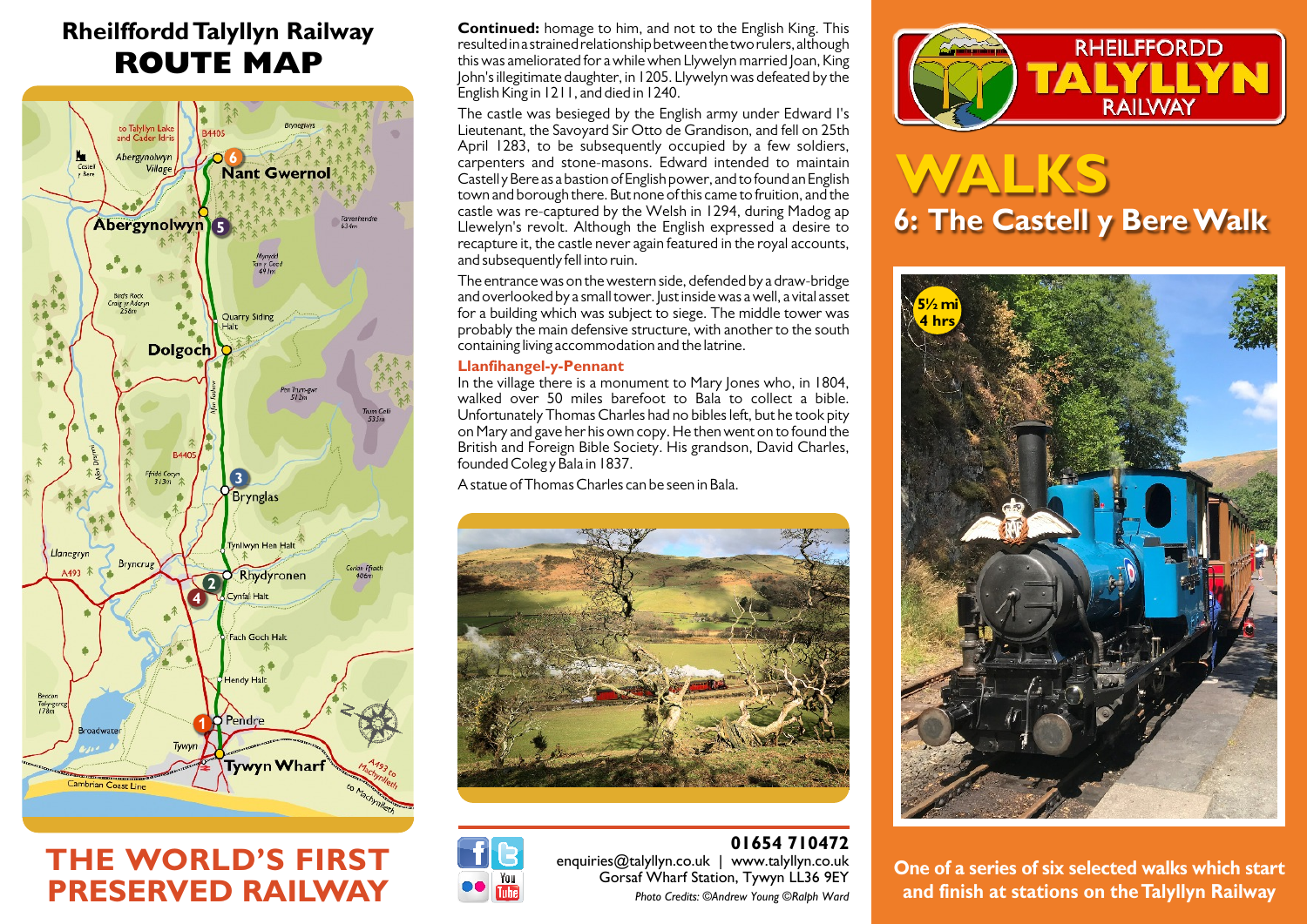# Rheilffordd Talyllyn Railway

## ROUTE MAP

to Talyllyn Lake and Cader Idris

B4405

Bryneglwys

Castell y Bere

Abergynolwyn Village

6 Nant Gwernol

Abergynolwyn 5

Tarrenhendre 634m

Mynydd Tan y Coed 491m

Bird's Rock Craig yr Aderyn 256m

Quarry Siding Halt

Dolgoch

Pen Trum-gwr 512m

Nant Dolgoch

Trum Gelli 533m

Afon Dysynni

B4405

Ffridd Cocyn 313m

3 Brynglas

Tynllwyn Hen Halt

Llanegryn

Bryncrug

A493

2 Rhydyronen

4 Cynfal Halt

Corlan Ffraeth 406m

Fach Goch Halt

Hendy Halt

Bencon Tal-y-garreg 178m

1 Pendre

Broadwater

Tywyn

Tywyn Wharf

A493 to Machynlleth

to Machynlleth

Cambrian Coast Line

## THE WORLD'S FIRST PRESERVED RAILWAY

**Continued:** homage to him, and not to the English King. This resulted in a strained relationship between the two rulers, although this was ameliorated for a while when Llywelyn married Joan, King John's illegitimate daughter, in 1205. Llywelyn was defeated by the English King in 1211, and died in 1240.

The castle was besieged by the English army under Edward I's Lieutenant, the Savoyard Sir Otto de Grandison, and fell on 25th April 1283, to be subsequently occupied by a few soldiers, carpenters and stone-masons. Edward intended to maintain Castell y Bere as a bastion of English power, and to found an English town and borough there. But none of this came to fruition, and the castle was re-captured by the Welsh in 1294, during Madog ap Llewelyn's revolt. Although the English expressed a desire to recapture it, the castle never again featured in the royal accounts, and subsequently fell into ruin.

The entrance was on the western side, defended by a draw-bridge and overlooked by a small tower. Just inside was a well, a vital asset for a building which was subject to siege. The middle tower was probably the main defensive structure, with another to the south containing living accommodation and the latrine.

### Llanfihangel-y-Pennant

In the village there is a monument to Mary Jones who, in 1804, walked over 50 miles barefoot to Bala to collect a bible. Unfortunately Thomas Charles had no bibles left, but he took pity on Mary and gave her his own copy. He then went on to found the British and Foreign Bible Society. His grandson, David Charles, founded Coleg y Bala in 1837.

A statue of Thomas Charles can be seen in Bala.

**01654 710472**

enquiries@talyllyn.co.uk | www.talyllyn.co.uk

Gorsaf Wharf Station, Tywyn LL36 9EY

*Photo Credits: ©Andrew Young ©Ralph Ward*

RHEILFFORDD TALYLLYN RAILWAY

# WALKS

## 6: The Castell y Bere Walk

5½ mi
4 hrs

**One of a series of six selected walks which start and finish at stations on the Talyllyn Railway**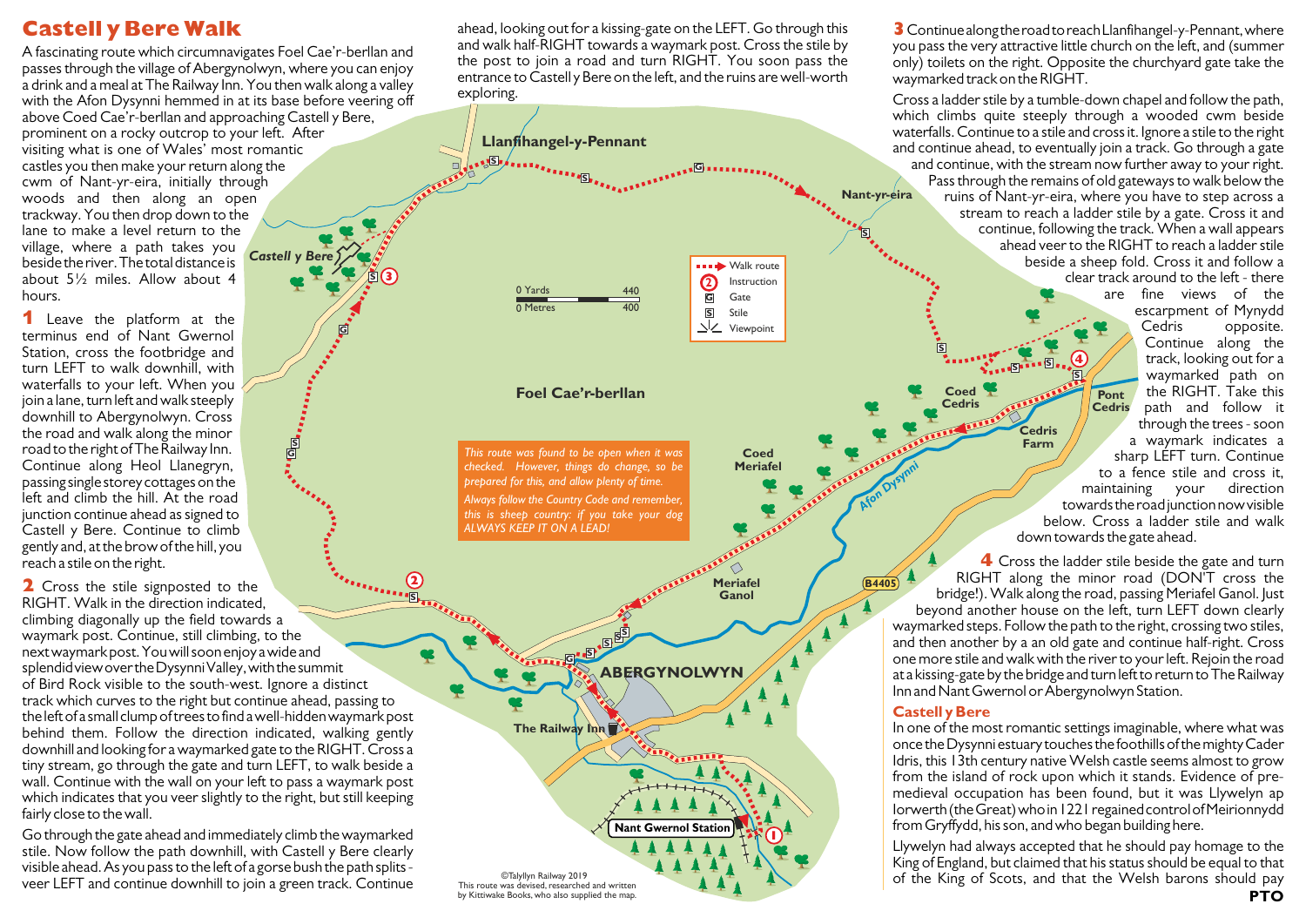# Castell y Bere Walk

A fascinating route which circumnavigates Foel Cae'r-berllan and passes through the village of Abergynolwyn, where you can enjoy a drink and a meal at The Railway Inn. You then walk along a valley with the Afon Dysynni hemmed in at its base before veering off above Coed Cae'r-berllan and approaching Castell y Bere, prominent on a rocky outcrop to your left. After visiting what is one of Wales' most romantic castles you then make your return along the cwm of Nant-yr-eira, initially through woods and then along an open trackway. You then drop down to the lane to make a level return to the village, where a path takes you beside the river. The total distance is about 5½ miles. Allow about 4 hours.

**1** Leave the platform at the terminus end of Nant Gwernol Station, cross the footbridge and turn LEFT to walk downhill, with waterfalls to your left. When you join a lane, turn left and walk steeply downhill to Abergynolwyn. Cross the road and walk along the minor road to the right of The Railway Inn. Continue along Heol Llanegryn, passing single storey cottages on the left and climb the hill. At the road junction continue ahead as signed to Castell y Bere. Continue to climb gently and, at the brow of the hill, you reach a stile on the right.

**2** Cross the stile signposted to the RIGHT. Walk in the direction indicated, climbing diagonally up the field towards a waymark post. Continue, still climbing, to the next waymark post. You will soon enjoy a wide and splendid view over the Dysynni Valley, with the summit of Bird Rock visible to the south-west. Ignore a distinct track which curves to the right but continue ahead, passing to the left of a small clump of trees to find a well-hidden waymark post behind them. Follow the direction indicated, walking gently downhill and looking for a waymarked gate to the RIGHT. Cross a tiny stream, go through the gate and turn LEFT, to walk beside a wall. Continue with the wall on your left to pass a waymark post which indicates that you veer slightly to the right, but still keeping fairly close to the wall.

Go through the gate ahead and immediately climb the waymarked stile. Now follow the path downhill, with Castell y Bere clearly visible ahead. As you pass to the left of a gorse bush the path splits - veer LEFT and continue downhill to join a green track. Continue ahead, looking out for a kissing-gate on the LEFT. Go through this and walk half-RIGHT towards a waymark post. Cross the stile by the post to join a road and turn RIGHT. You soon pass the entrance to Castell y Bere on the left, and the ruins are well-worth exploring.

Llanfihangel-y-Pennant

Nant-yr-eira

Castell y Bere

Walk route
Instruction
Gate
Stile
Viewpoint

0 Yards 440
0 Metres 400

Foel Cae'r-berllan

*This route was found to be open when it was checked. However, things do change, so be prepared for this, and allow plenty of time.*

*Always follow the Country Code and remember, this is sheep country: if you take your dog ALWAYS KEEP IT ON A LEAD!*

Coed Meriafel

Coed Cedris

Pont Cedris

Cedris Farm

Afon Dysynni

Meriafel Ganol

B4405

ABERGYNOLWYN

The Railway Inn

Nant Gwernol Station

©Talyllyn Railway 2019
This route was devised, researched and written by Kittiwake Books, who also supplied the map.

**3** Continue along the road to reach Llanfihangel-y-Pennant, where you pass the very attractive little church on the left, and (summer only) toilets on the right. Opposite the churchyard gate take the waymarked track on the RIGHT.

Cross a ladder stile by a tumble-down chapel and follow the path, which climbs quite steeply through a wooded cwm beside waterfalls. Continue to a stile and cross it. Ignore a stile to the right and continue ahead to eventually join a track. Go through a gate and continue, with the stream now further away to your right. Pass through the remains of old gateways to walk below the ruins of Nant-yr-eira, where you have to step across a stream to reach a ladder stile by a gate. Cross it and continue, following the track. When a wall appears ahead veer to the RIGHT to reach a ladder stile beside a sheep fold. Cross it and follow a clear track around to the left - there are fine views of the escarpment of Mynydd Cedris opposite. Continue along the track, looking out for a waymarked path on the RIGHT. Take this path and follow it through the trees - soon a waymark indicates a sharp LEFT turn. Continue to a fence stile and cross it, maintaining your direction towards the road junction now visible below. Cross a ladder stile and walk down towards the gate ahead.

**4** Cross the ladder stile beside the gate and turn RIGHT along the minor road (DON'T cross the bridge!). Walk along the road, passing Meriafel Ganol. Just beyond another house on the left, turn LEFT down clearly waymarked steps. Follow the path to the right, crossing two stiles, and then another by a an old gate and continue half-right. Cross one more stile and walk with the river to your left. Rejoin the road at a kissing-gate by the bridge and turn left to return to The Railway Inn and Nant Gwernol or Abergynolwyn Station.

## Castell y Bere

In one of the most romantic settings imaginable, where what was once the Dysynni estuary touches the foothills of the mighty Cader Idris, this 13th century native Welsh castle seems almost to grow from the island of rock upon which it stands. Evidence of pre-medieval occupation has been found, but it was Llywelyn ap Iorwerth (the Great) who in 1221 regained control of Meirionnydd from Gryffydd, his son, and who began building here.

Llywelyn had always accepted that he should pay homage to the King of England, but claimed that his status should be equal to that of the King of Scots, and that the Welsh barons should pay

**PTO**